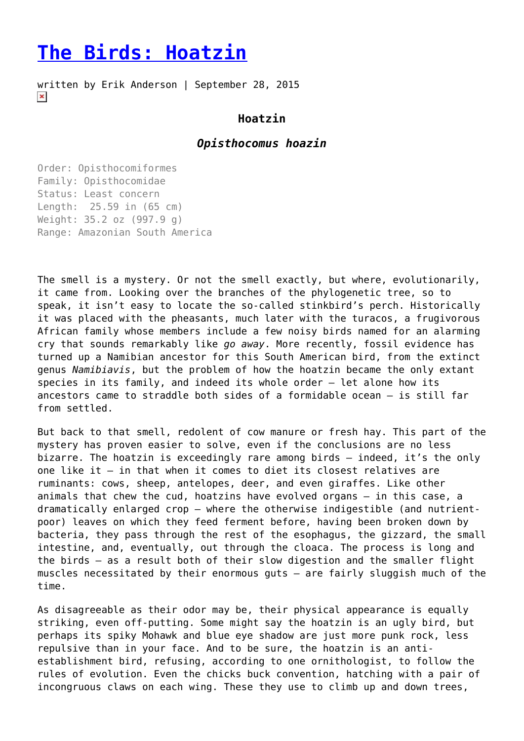# [The Birds: Hoatzin]

written by Erik Anderson | September 28, 2015

### Hoatzin

### ***Opisthocomus hoazin***

Order: Opisthocomiformes
Family: Opisthocomidae
Status: Least concern
Length: 25.59 in (65 cm)
Weight: 35.2 oz (997.9 g)
Range: Amazonian South America

The smell is a mystery. Or not the smell exactly, but where, evolutionarily, it came from. Looking over the branches of the phylogenetic tree, so to speak, it isn't easy to locate the so-called stinkbird's perch. Historically it was placed with the pheasants, much later with the turacos, a frugivorous African family whose members include a few noisy birds named for an alarming cry that sounds remarkably like *go away*. More recently, fossil evidence has turned up a Namibian ancestor for this South American bird, from the extinct genus *Namibiavis*, but the problem of how the hoatzin became the only extant species in its family, and indeed its whole order — let alone how its ancestors came to straddle both sides of a formidable ocean — is still far from settled.

But back to that smell, redolent of cow manure or fresh hay. This part of the mystery has proven easier to solve, even if the conclusions are no less bizarre. The hoatzin is exceedingly rare among birds — indeed, it's the only one like it — in that when it comes to diet its closest relatives are ruminants: cows, sheep, antelopes, deer, and even giraffes. Like other animals that chew the cud, hoatzins have evolved organs — in this case, a dramatically enlarged crop — where the otherwise indigestible (and nutrient-poor) leaves on which they feed ferment before, having been broken down by bacteria, they pass through the rest of the esophagus, the gizzard, the small intestine, and, eventually, out through the cloaca. The process is long and the birds — as a result both of their slow digestion and the smaller flight muscles necessitated by their enormous guts — are fairly sluggish much of the time.

As disagreeable as their odor may be, their physical appearance is equally striking, even off-putting. Some might say the hoatzin is an ugly bird, but perhaps its spiky Mohawk and blue eye shadow are just more punk rock, less repulsive than in your face. And to be sure, the hoatzin is an anti-establishment bird, refusing, according to one ornithologist, to follow the rules of evolution. Even the chicks buck convention, hatching with a pair of incongruous claws on each wing. These they use to climb up and down trees,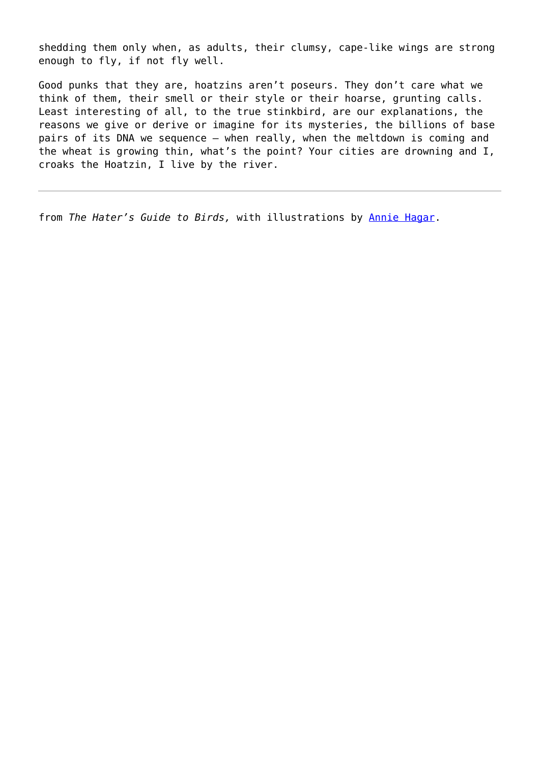shedding them only when, as adults, their clumsy, cape-like wings are strong enough to fly, if not fly well.

Good punks that they are, hoatzins aren't poseurs. They don't care what we think of them, their smell or their style or their hoarse, grunting calls. Least interesting of all, to the true stinkbird, are our explanations, the reasons we give or derive or imagine for its mysteries, the billions of base pairs of its DNA we sequence – when really, when the meltdown is coming and the wheat is growing thin, what's the point? Your cities are drowning and I, croaks the Hoatzin, I live by the river.

---

from *The Hater's Guide to Birds*, with illustrations by [Annie Hagar].